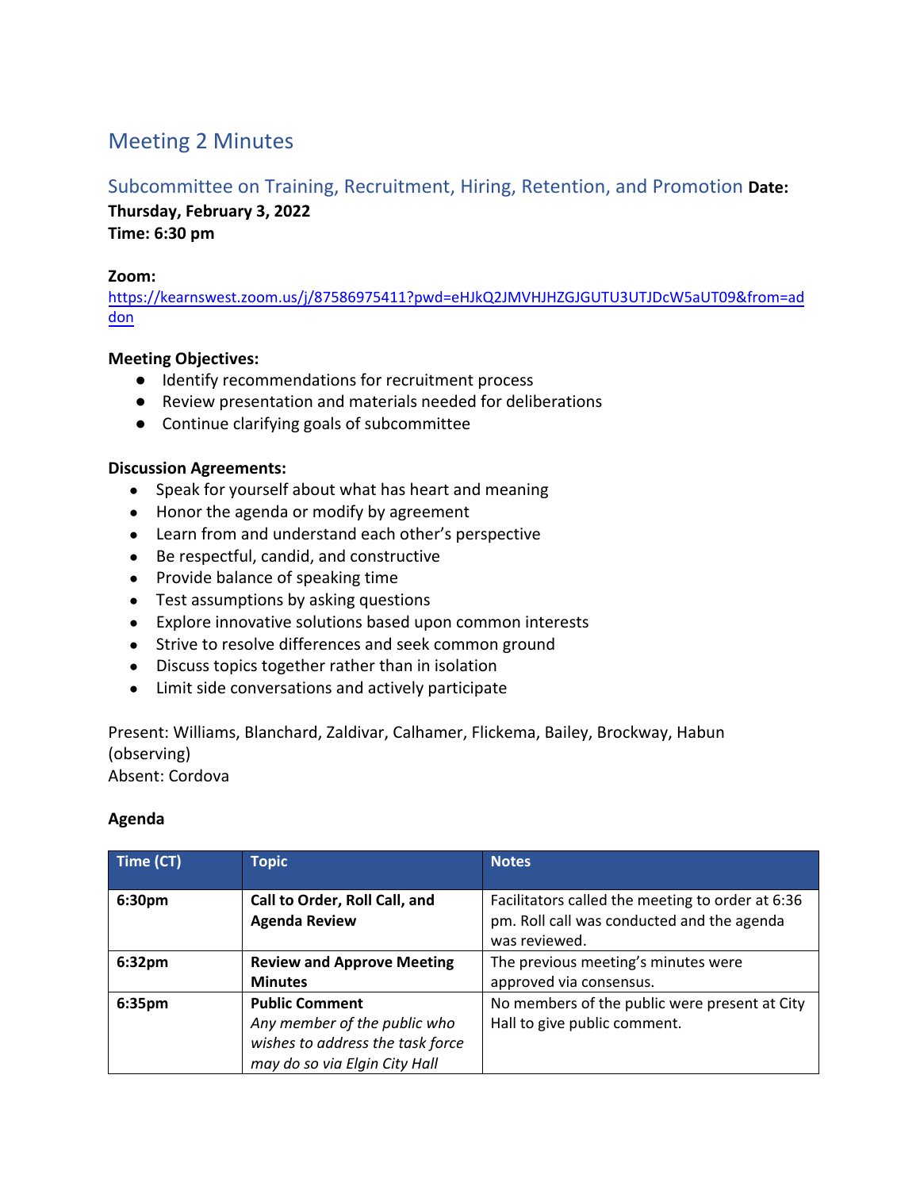# Meeting 2 Minutes

## Subcommittee on Training, Recruitment, Hiring, Retention, and Promotion **Date: Thursday, February 3, 2022**

**Time: 6:30 pm**

**Zoom:**
https://kearnswest.zoom.us/j/87586975411?pwd=eHJkQ2JMVHJHZGJGUTU3UTJDcW5aUT09&from=addon

**Meeting Objectives:**

- Identify recommendations for recruitment process
- Review presentation and materials needed for deliberations
- Continue clarifying goals of subcommittee

**Discussion Agreements:**

- Speak for yourself about what has heart and meaning
- Honor the agenda or modify by agreement
- Learn from and understand each other's perspective
- Be respectful, candid, and constructive
- Provide balance of speaking time
- Test assumptions by asking questions
- Explore innovative solutions based upon common interests
- Strive to resolve differences and seek common ground
- Discuss topics together rather than in isolation
- Limit side conversations and actively participate

Present: Williams, Blanchard, Zaldivar, Calhamer, Flickema, Bailey, Brockway, Habun (observing)
Absent: Cordova

**Agenda**

| Time (CT) | Topic | Notes |
| --- | --- | --- |
| **6:30pm** | **Call to Order, Roll Call, and Agenda Review** | Facilitators called the meeting to order at 6:36 pm. Roll call was conducted and the agenda was reviewed. |
| **6:32pm** | **Review and Approve Meeting Minutes** | The previous meeting's minutes were approved via consensus. |
| **6:35pm** | **Public Comment** *Any member of the public who wishes to address the task force may do so via Elgin City Hall* | No members of the public were present at City Hall to give public comment. |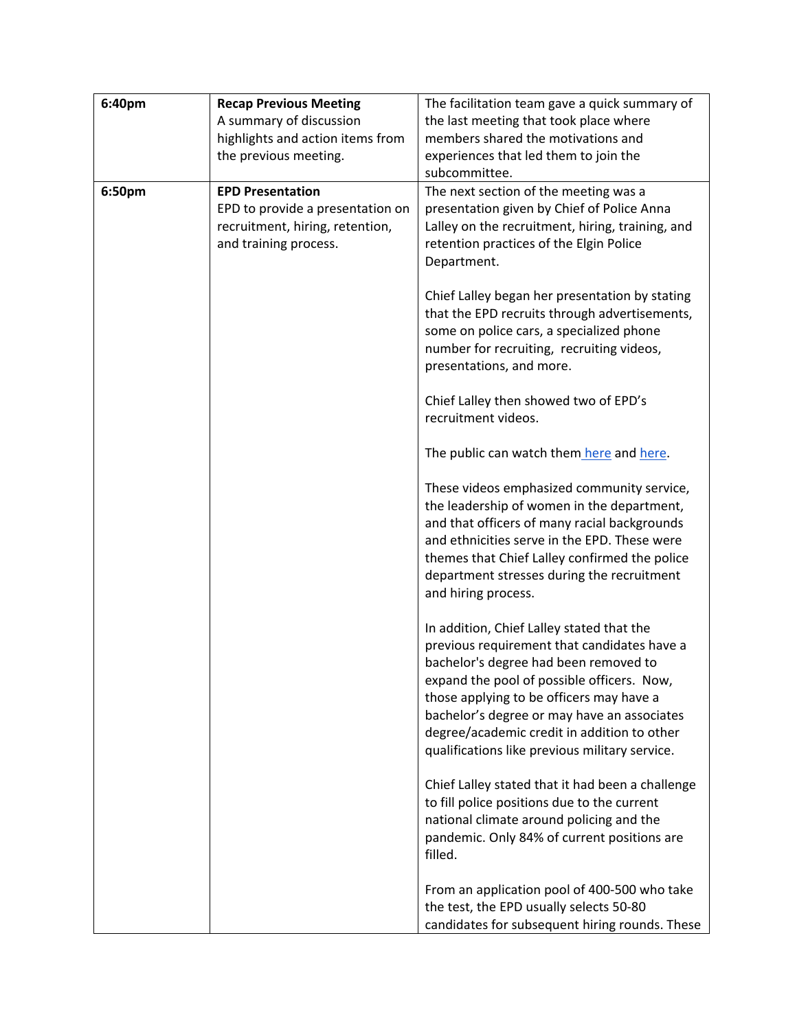| | | |
|---|---|---|
| 6:40pm | **Recap Previous Meeting**<br>A summary of discussion highlights and action items from the previous meeting. | The facilitation team gave a quick summary of the last meeting that took place where members shared the motivations and experiences that led them to join the subcommittee. |
| 6:50pm | **EPD Presentation**<br>EPD to provide a presentation on recruitment, hiring, retention, and training process. | The next section of the meeting was a presentation given by Chief of Police Anna Lalley on the recruitment, hiring, training, and retention practices of the Elgin Police Department.<br><br>Chief Lalley began her presentation by stating that the EPD recruits through advertisements, some on police cars, a specialized phone number for recruiting, recruiting videos, presentations, and more.<br><br>Chief Lalley then showed two of EPD's recruitment videos.<br><br>The public can watch them here and here.<br><br>These videos emphasized community service, the leadership of women in the department, and that officers of many racial backgrounds and ethnicities serve in the EPD. These were themes that Chief Lalley confirmed the police department stresses during the recruitment and hiring process.<br><br>In addition, Chief Lalley stated that the previous requirement that candidates have a bachelor's degree had been removed to expand the pool of possible officers. Now, those applying to be officers may have a bachelor's degree or may have an associates degree/academic credit in addition to other qualifications like previous military service.<br><br>Chief Lalley stated that it had been a challenge to fill police positions due to the current national climate around policing and the pandemic. Only 84% of current positions are filled.<br><br>From an application pool of 400-500 who take the test, the EPD usually selects 50-80 candidates for subsequent hiring rounds. These |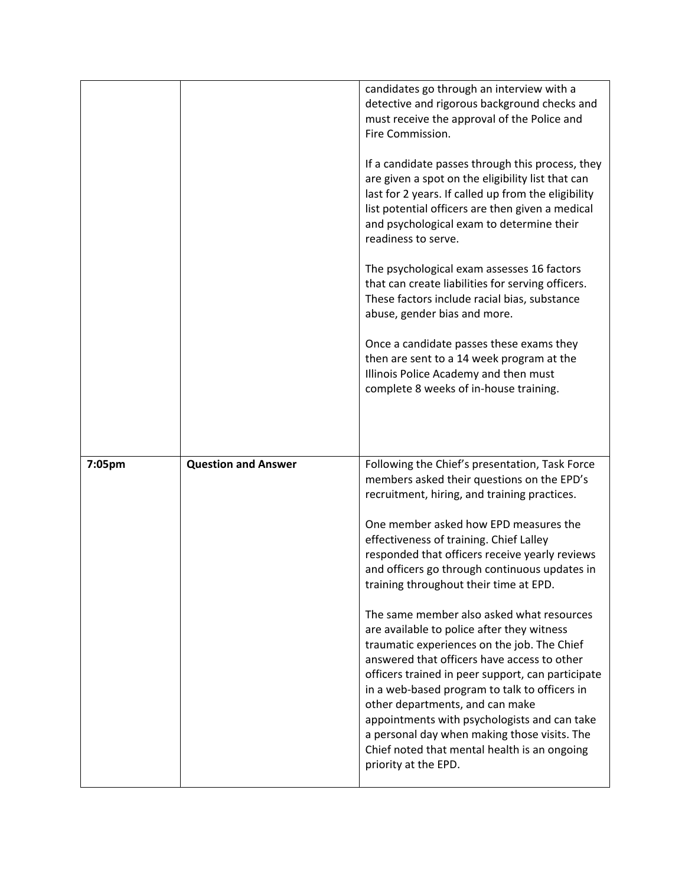| | | |
|---|---|---|
| | | candidates go through an interview with a detective and rigorous background checks and must receive the approval of the Police and Fire Commission.<br><br>If a candidate passes through this process, they are given a spot on the eligibility list that can last for 2 years. If called up from the eligibility list potential officers are then given a medical and psychological exam to determine their readiness to serve.<br><br>The psychological exam assesses 16 factors that can create liabilities for serving officers. These factors include racial bias, substance abuse, gender bias and more.<br><br>Once a candidate passes these exams they then are sent to a 14 week program at the Illinois Police Academy and then must complete 8 weeks of in-house training. |
| **7:05pm** | **Question and Answer** | Following the Chief's presentation, Task Force members asked their questions on the EPD's recruitment, hiring, and training practices.<br><br>One member asked how EPD measures the effectiveness of training. Chief Lalley responded that officers receive yearly reviews and officers go through continuous updates in training throughout their time at EPD.<br><br>The same member also asked what resources are available to police after they witness traumatic experiences on the job. The Chief answered that officers have access to other officers trained in peer support, can participate in a web-based program to talk to officers in other departments, and can make appointments with psychologists and can take a personal day when making those visits. The Chief noted that mental health is an ongoing priority at the EPD. |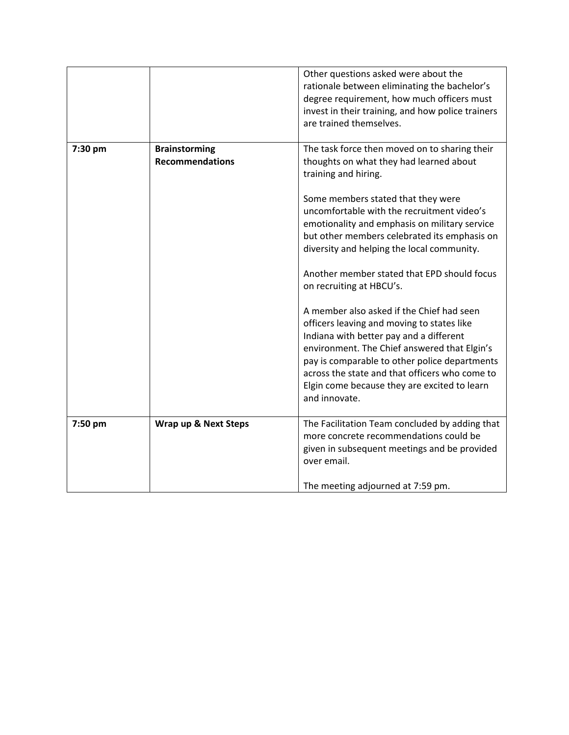| | | |
|---|---|---|
| | | Other questions asked were about the rationale between eliminating the bachelor's degree requirement, how much officers must invest in their training, and how police trainers are trained themselves. |
| 7:30 pm | **Brainstorming Recommendations** | The task force then moved on to sharing their thoughts on what they had learned about training and hiring.<br><br>Some members stated that they were uncomfortable with the recruitment video's emotionality and emphasis on military service but other members celebrated its emphasis on diversity and helping the local community.<br><br>Another member stated that EPD should focus on recruiting at HBCU's.<br><br>A member also asked if the Chief had seen officers leaving and moving to states like Indiana with better pay and a different environment. The Chief answered that Elgin's pay is comparable to other police departments across the state and that officers who come to Elgin come because they are excited to learn and innovate. |
| 7:50 pm | **Wrap up & Next Steps** | The Facilitation Team concluded by adding that more concrete recommendations could be given in subsequent meetings and be provided over email.<br><br>The meeting adjourned at 7:59 pm. |